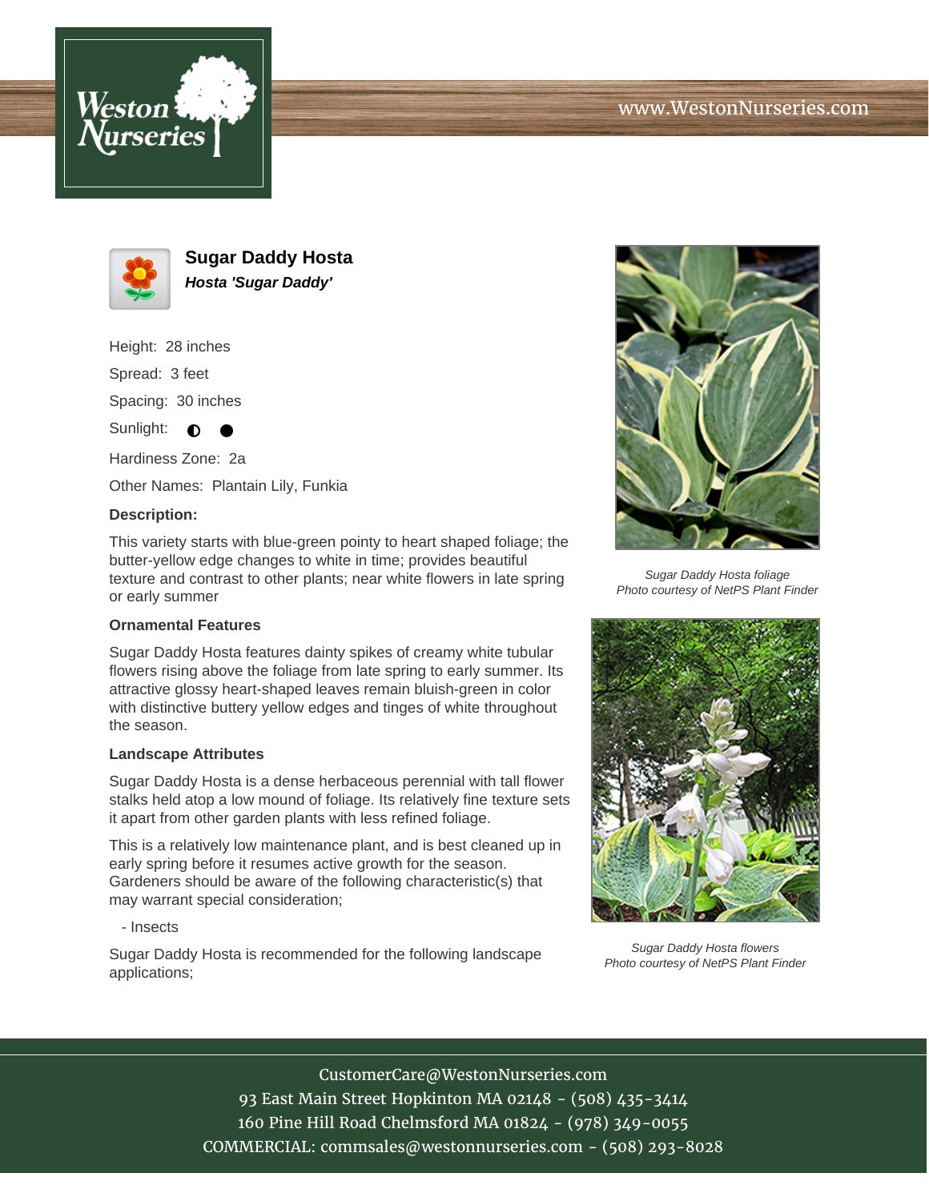# Sugar Daddy Hosta

***Hosta 'Sugar Daddy'***

Height: 28 inches

Spread: 3 feet

Spacing: 30 inches

Sunlight: ◐ ●

Hardiness Zone: 2a

Other Names: Plantain Lily, Funkia

**Description:**

This variety starts with blue-green pointy to heart shaped foliage; the butter-yellow edge changes to white in time; provides beautiful texture and contrast to other plants; near white flowers in late spring or early summer

### Ornamental Features

Sugar Daddy Hosta features dainty spikes of creamy white tubular flowers rising above the foliage from late spring to early summer. Its attractive glossy heart-shaped leaves remain bluish-green in color with distinctive buttery yellow edges and tinges of white throughout the season.

### Landscape Attributes

Sugar Daddy Hosta is a dense herbaceous perennial with tall flower stalks held atop a low mound of foliage. Its relatively fine texture sets it apart from other garden plants with less refined foliage.

This is a relatively low maintenance plant, and is best cleaned up in early spring before it resumes active growth for the season. Gardeners should be aware of the following characteristic(s) that may warrant special consideration;

- Insects

Sugar Daddy Hosta is recommended for the following landscape applications;

*Sugar Daddy Hosta foliage*
*Photo courtesy of NetPS Plant Finder*

*Sugar Daddy Hosta flowers*
*Photo courtesy of NetPS Plant Finder*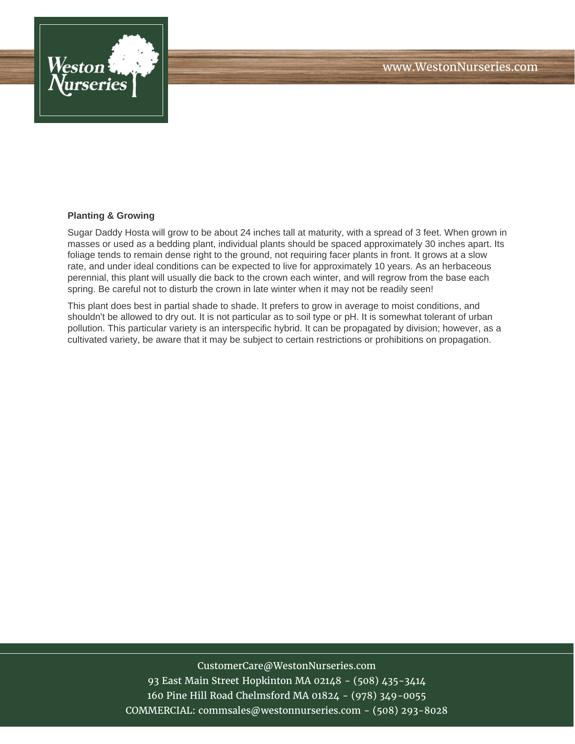**Planting & Growing**

Sugar Daddy Hosta will grow to be about 24 inches tall at maturity, with a spread of 3 feet. When grown in masses or used as a bedding plant, individual plants should be spaced approximately 30 inches apart. Its foliage tends to remain dense right to the ground, not requiring facer plants in front. It grows at a slow rate, and under ideal conditions can be expected to live for approximately 10 years. As an herbaceous perennial, this plant will usually die back to the crown each winter, and will regrow from the base each spring. Be careful not to disturb the crown in late winter when it may not be readily seen!

This plant does best in partial shade to shade. It prefers to grow in average to moist conditions, and shouldn't be allowed to dry out. It is not particular as to soil type or pH. It is somewhat tolerant of urban pollution. This particular variety is an interspecific hybrid. It can be propagated by division; however, as a cultivated variety, be aware that it may be subject to certain restrictions or prohibitions on propagation.